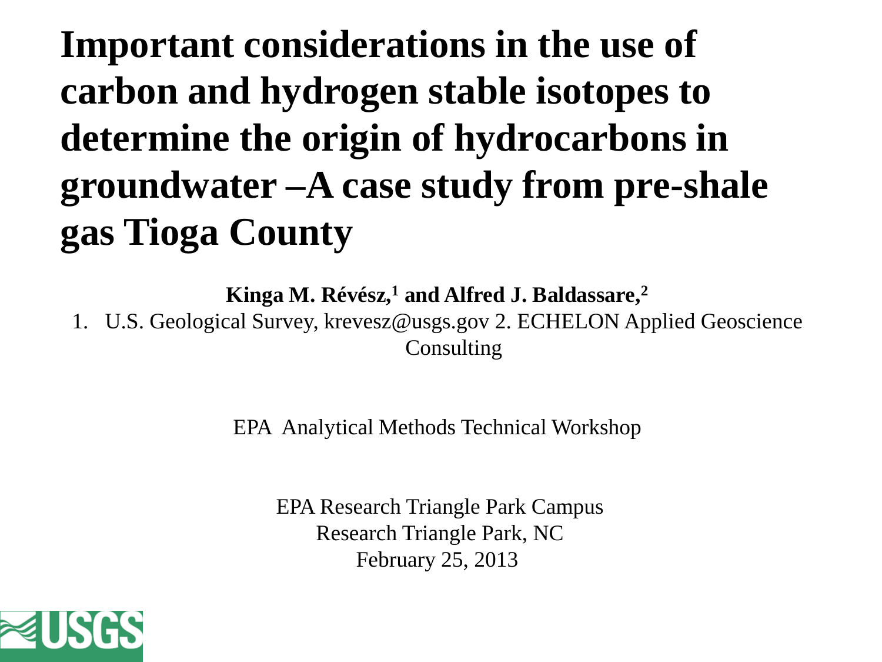# Important considerations in the use of carbon and hydrogen stable isotopes to determine the origin of hydrocarbons in groundwater –A case study from pre-shale gas Tioga County

**Kinga M. Révész,[1] and Alfred J. Baldassare,[2]**

1. U.S. Geological Survey, krevesz@usgs.gov 2. ECHELON Applied Geoscience Consulting

EPA Analytical Methods Technical Workshop

EPA Research Triangle Park Campus
Research Triangle Park, NC
February 25, 2013

USGS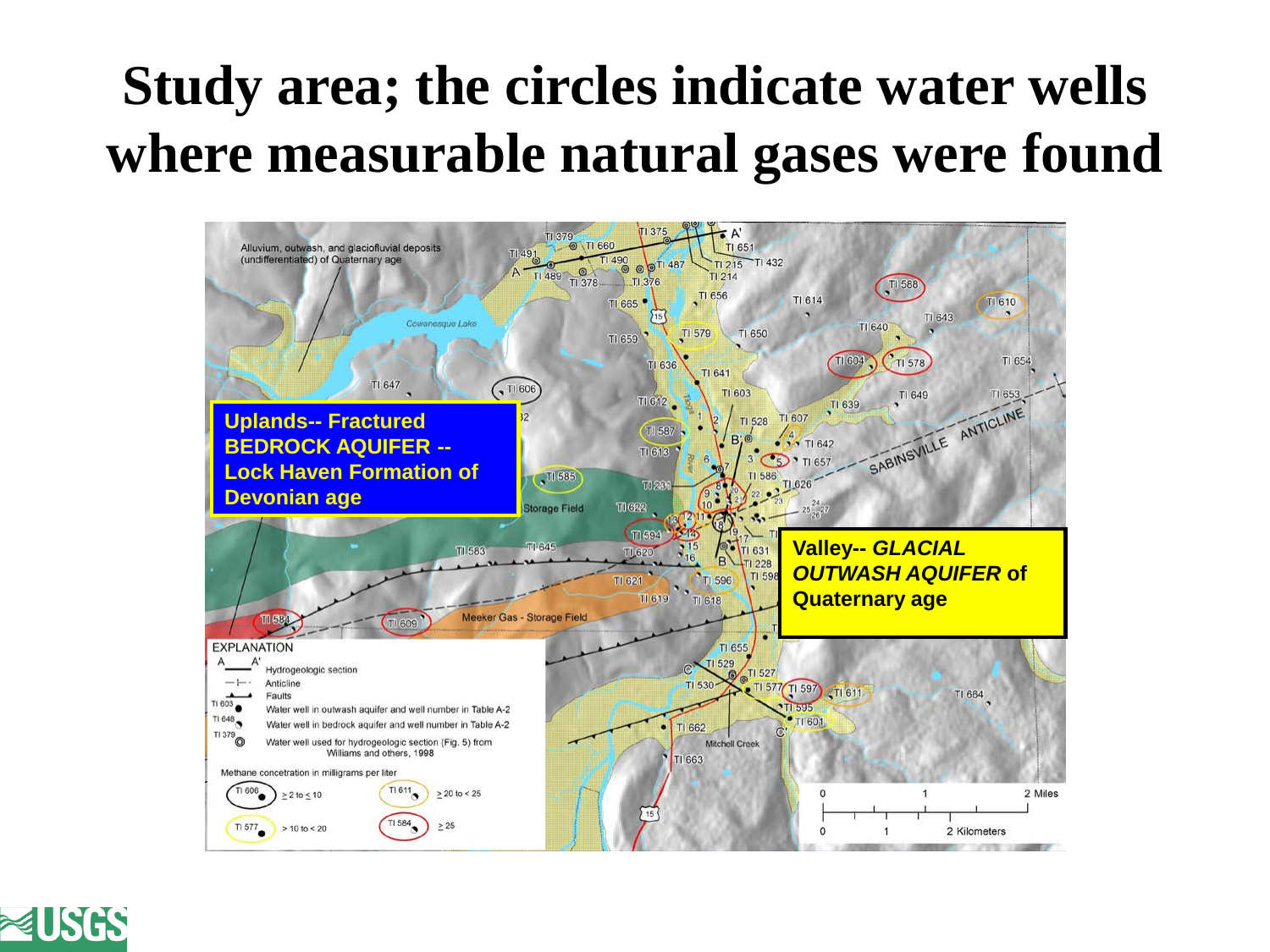# Study area; the circles indicate water wells where measurable natural gases were found

**Uplands-- Fractured BEDROCK AQUIFER -- Lock Haven Formation of Devonian age**

**Valley-- *GLACIAL OUTWASH AQUIFER* of Quaternary age**

Alluvium, outwash, and glaciofluvial deposits (undifferentiated) of Quaternary age

EXPLANATION

- A — A' Hydrogeologic section
- Anticline
- Faults
- TI 603 Water well in outwash aquifer and well number in Table A-2
- TI 648 Water well in bedrock aquifer and well number in Table A-2
- TI 379 Water well used for hydrogeologic section (Fig. 5) from Williams and others, 1998

Methane concetration in milligrams per liter

- TI 606 ≥ 2 to ≤ 10
- TI 577 > 10 to < 20
- TI 611 ≥ 20 to < 25
- TI 584 ≥ 25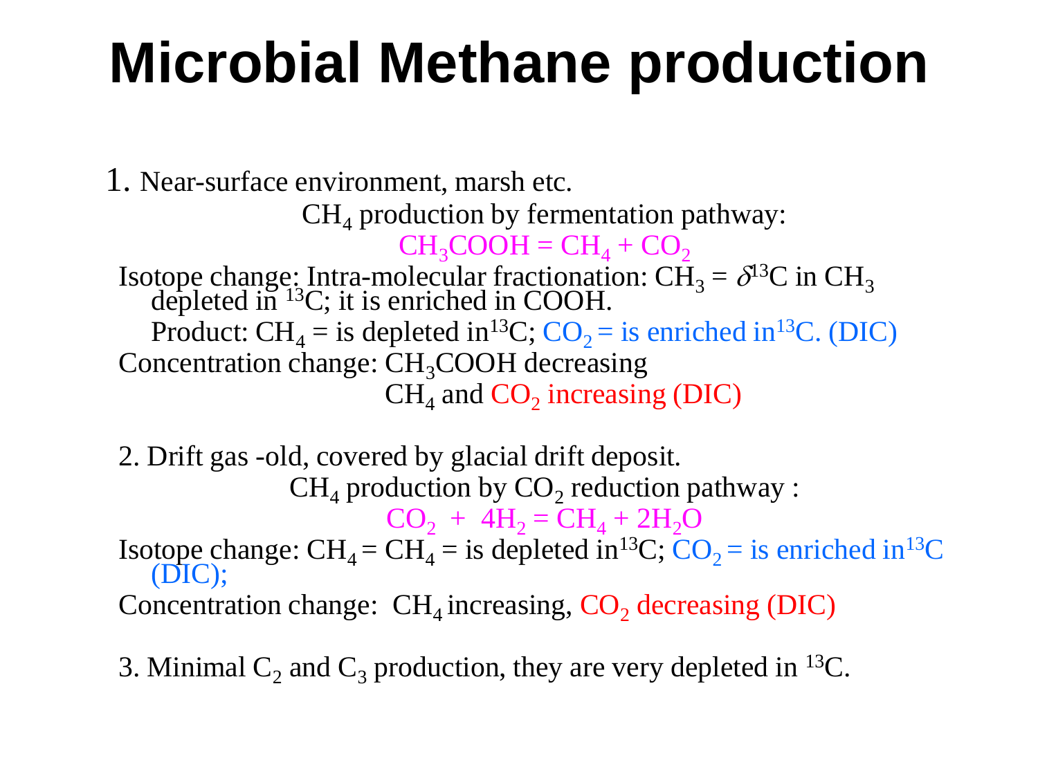# Microbial Methane production

1. Near-surface environment, marsh etc.

$CH_4$ production by fermentation pathway:

$$CH_3COOH = CH_4 + CO_2$$

Isotope change: Intra-molecular fractionation: $CH_3$ = $\delta^{13}C$ in $CH_3$ depleted in $^{13}C$; it is enriched in COOH.

Product: $CH_4$ = is depleted in $^{13}C$; $CO_2$ = is enriched in $^{13}C$. (DIC)

Concentration change: $CH_3COOH$ decreasing

$CH_4$ and $CO_2$ increasing (DIC)

2. Drift gas -old, covered by glacial drift deposit.

$CH_4$ production by $CO_2$ reduction pathway :

$$CO_2 + 4H_2 = CH_4 + 2H_2O$$

Isotope change: $CH_4$ = $CH_4$ = is depleted in $^{13}C$; $CO_2$ = is enriched in $^{13}C$ (DIC);

Concentration change: $CH_4$ increasing, $CO_2$ decreasing (DIC)

3. Minimal $C_2$ and $C_3$ production, they are very depleted in $^{13}C$.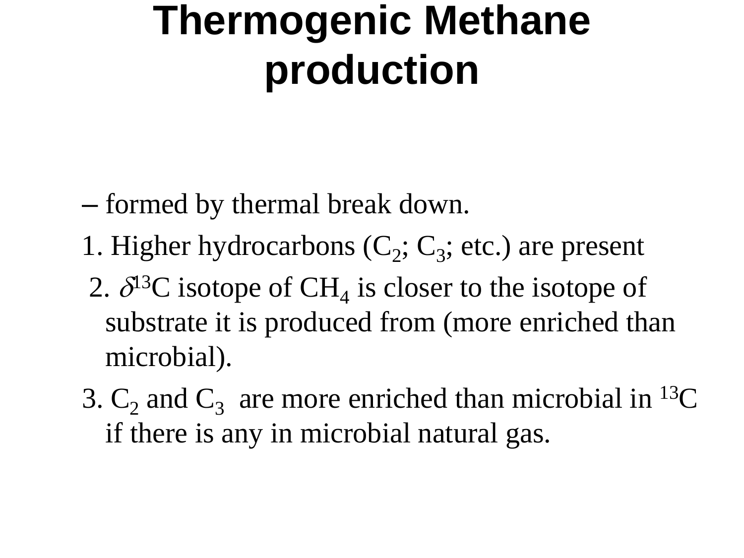# Thermogenic Methane production

– formed by thermal break down.

1. Higher hydrocarbons ($C_2$; $C_3$; etc.) are present
2. $\delta^{13}C$ isotope of $CH_4$ is closer to the isotope of substrate it is produced from (more enriched than microbial).
3. $C_2$ and $C_3$ are more enriched than microbial in $^{13}C$ if there is any in microbial natural gas.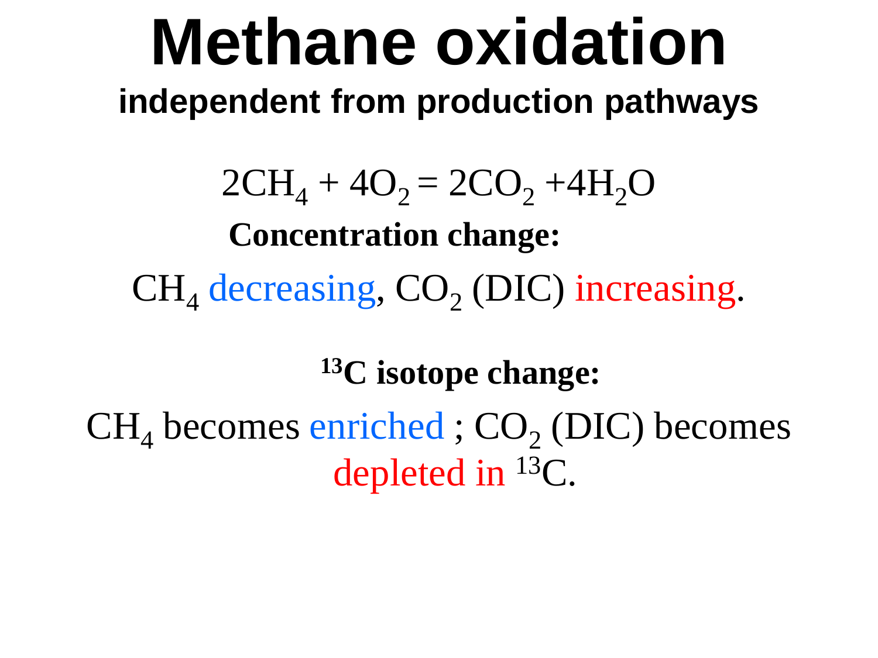# Methane oxidation

**independent from production pathways**

$$2CH_4 + 4O_2 = 2CO_2 + 4H_2O$$

**Concentration change:**

$CH_4$ decreasing, $CO_2$ (DIC) increasing.

**$^{13}C$ isotope change:**

$CH_4$ becomes enriched ; $CO_2$ (DIC) becomes depleted in $^{13}C$.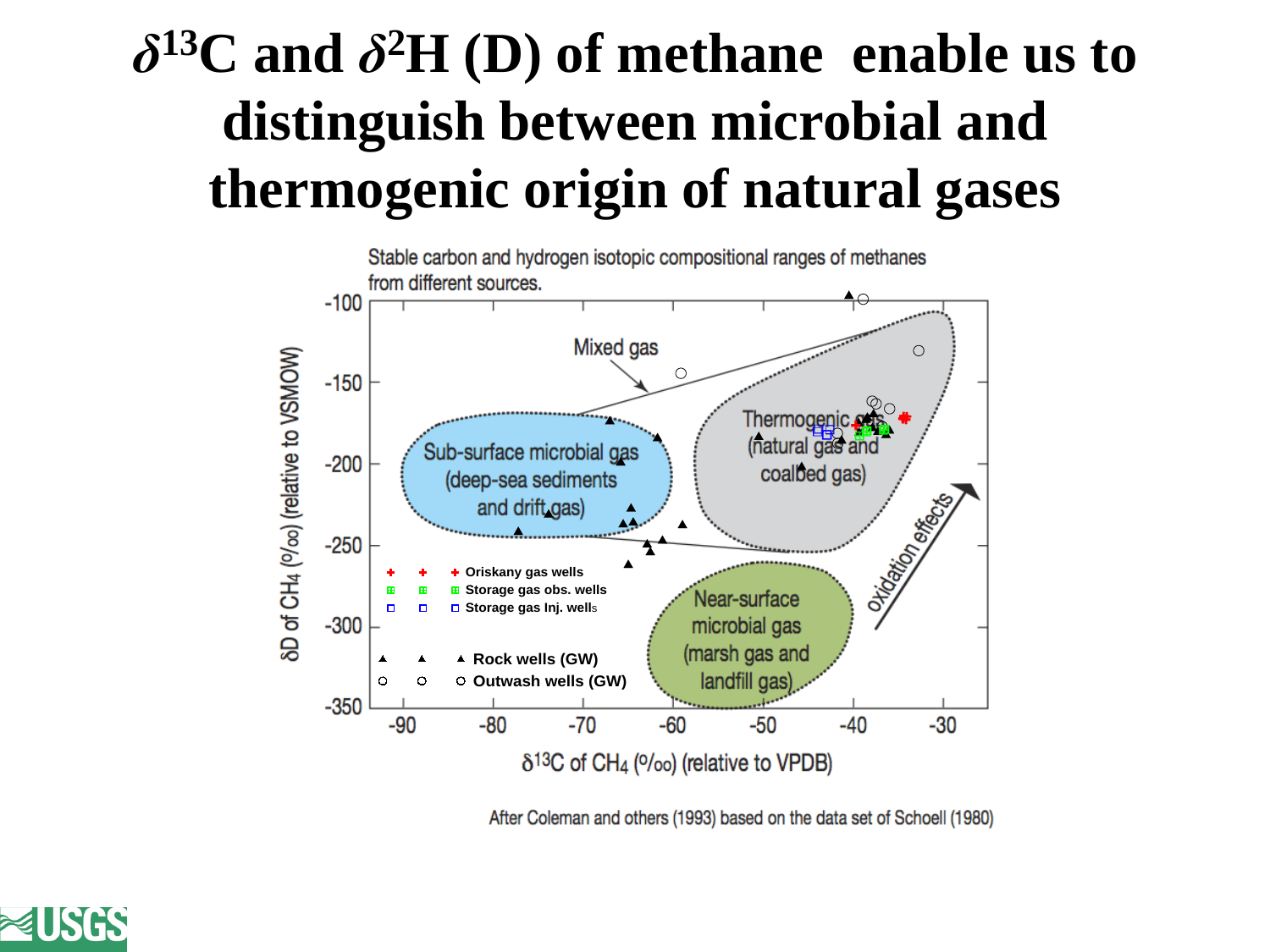# $\delta^{13}C$ and $\delta^{2}H$ (D) of methane enable us to distinguish between microbial and thermogenic origin of natural gases

Stable carbon and hydrogen isotopic compositional ranges of methanes from different sources.

After Coleman and others (1993) based on the data set of Schoell (1980)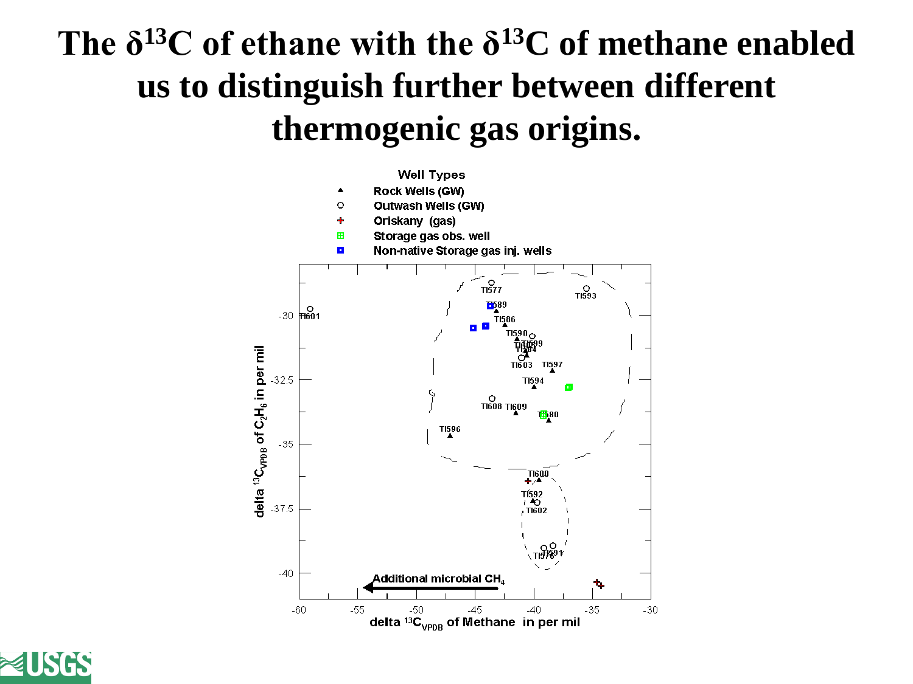# The $\delta^{13}C$ of ethane with the $\delta^{13}C$ of methane enabled us to distinguish further between different thermogenic gas origins.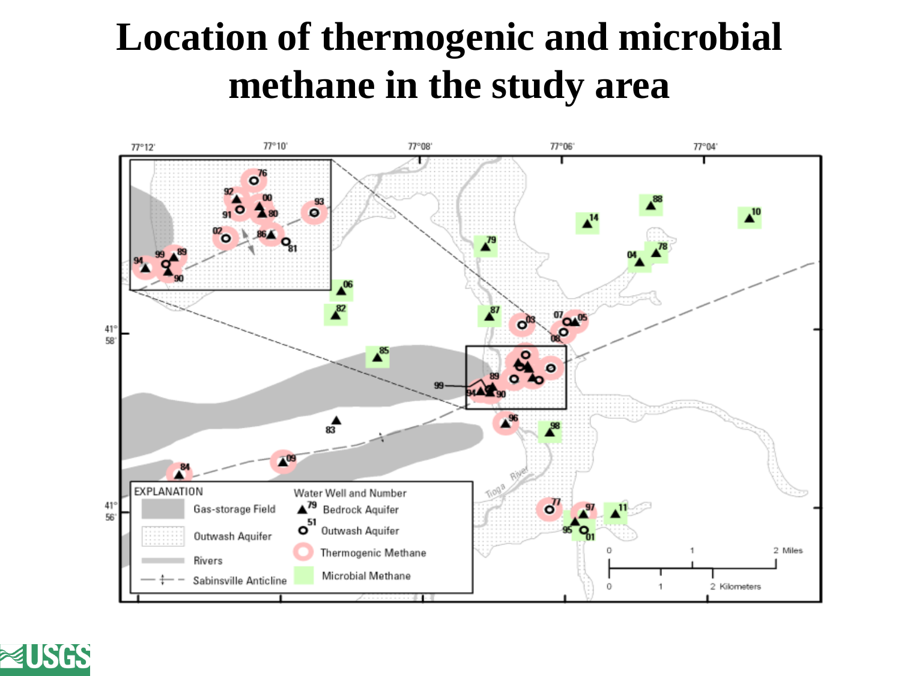# Location of thermogenic and microbial methane in the study area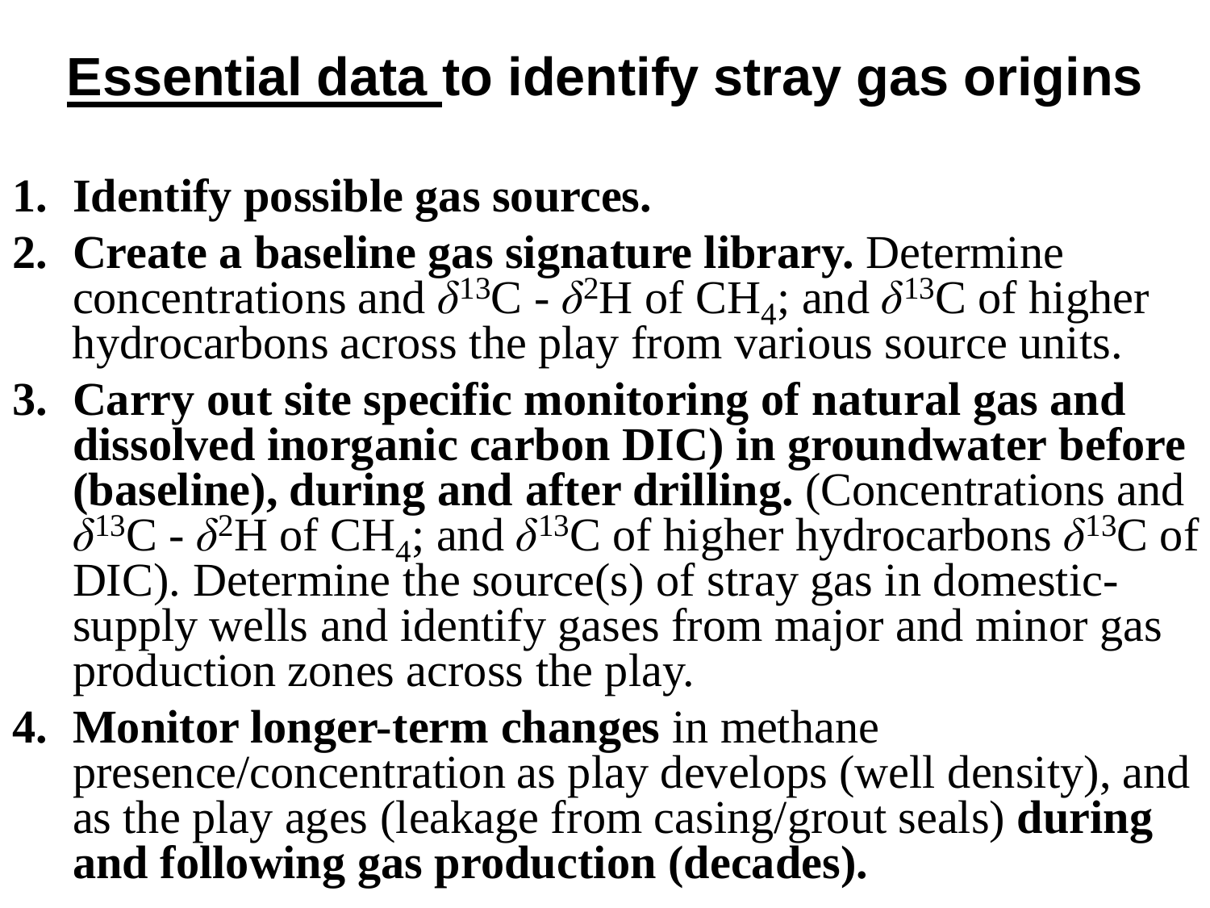# Essential data to identify stray gas origins

1. **Identify possible gas sources.**
2. **Create a baseline gas signature library.** Determine concentrations and $\delta^{13}C$ - $\delta^{2}H$ of $CH_4$; and $\delta^{13}C$ of higher hydrocarbons across the play from various source units.
3. **Carry out site specific monitoring of natural gas and dissolved inorganic carbon DIC) in groundwater before (baseline), during and after drilling.** (Concentrations and $\delta^{13}C$ - $\delta^{2}H$ of $CH_4$; and $\delta^{13}C$ of higher hydrocarbons $\delta^{13}C$ of DIC). Determine the source(s) of stray gas in domestic-supply wells and identify gases from major and minor gas production zones across the play.
4. **Monitor longer-term changes** in methane presence/concentration as play develops (well density), and as the play ages (leakage from casing/grout seals) **during and following gas production (decades).**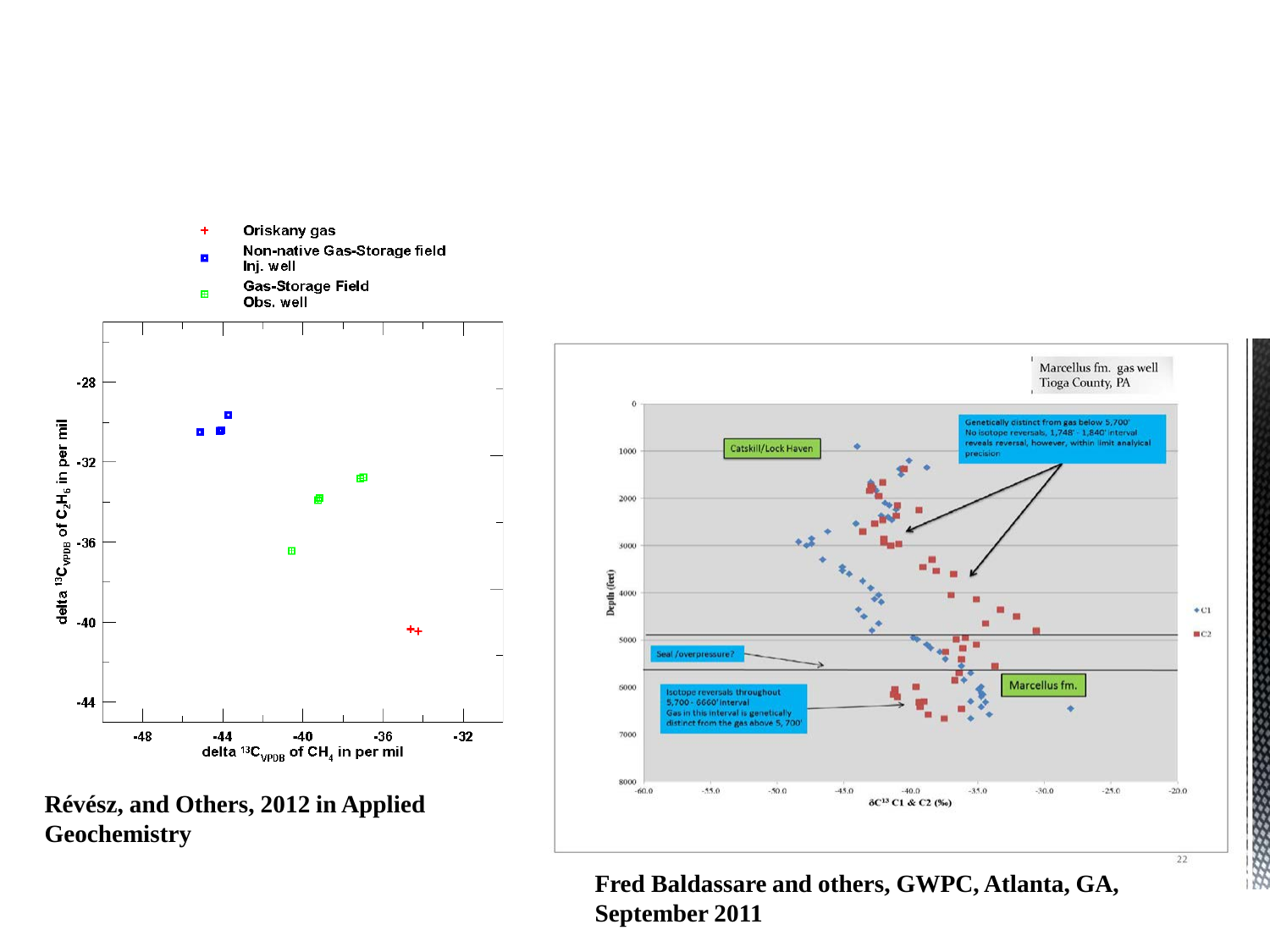Oriskany gas

Non-native Gas-Storage field Inj. well

Gas-Storage Field Obs. well

delta $^{13}C_{VPDB}$ of $C_2H_6$ in per mil

delta $^{13}C_{VPDB}$ of $CH_4$ in per mil

**Révész, and Others, 2012 in Applied Geochemistry**

Marcellus fm. gas well
Tioga County, PA

Genetically distinct from gas below 5,700'
No isotope reversals, 1,748' - 1,840' interval reveals reversal, however, within limit analytical precision

Catskill/Lock Haven

Seal /overpressure?

Marcellus fm.

Isotope reversals throughout 5,700 - 6660' interval
Gas in this interval is genetically distinct from the gas above 5, 700'

Depth (feet)

$\delta C^{13}$ C1 & C2 (‰)

**Fred Baldassare and others, GWPC, Atlanta, GA, September 2011**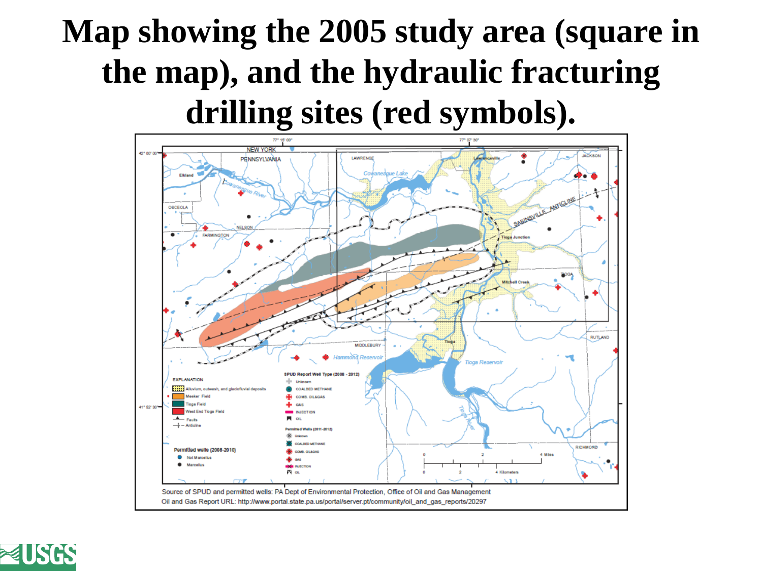# Map showing the 2005 study area (square in the map), and the hydraulic fracturing drilling sites (red symbols).

NEW YORK
PENNSYLVANIA

EXPLANATION
Alluvium, outwash, and glaciofluvial deposits
Meeker Field
Tioga Field
West End Tioga Field
Faults
Anticline

SPUD Report Well Type (2008 - 2012)
Unknown
COALBED METHANE
COMB. OIL&GAS
GAS
INJECTION
OIL

Permitted Wells (2011-2012)
Unknown
COALBED METHANE
COMB. OIL&GAS
GAS
INJECTION
OIL

Permitted wells (2008-2010)
Not Marcellus
Marcellus

0 2 4 Miles
0 2 4 Kilometers

Source of SPUD and permitted wells: PA Dept of Environmental Protection, Office of Oil and Gas Management
Oil and Gas Report URL: http://www.portal.state.pa.us/portal/server.pt/community/oil_and_gas_reports/20297

USGS